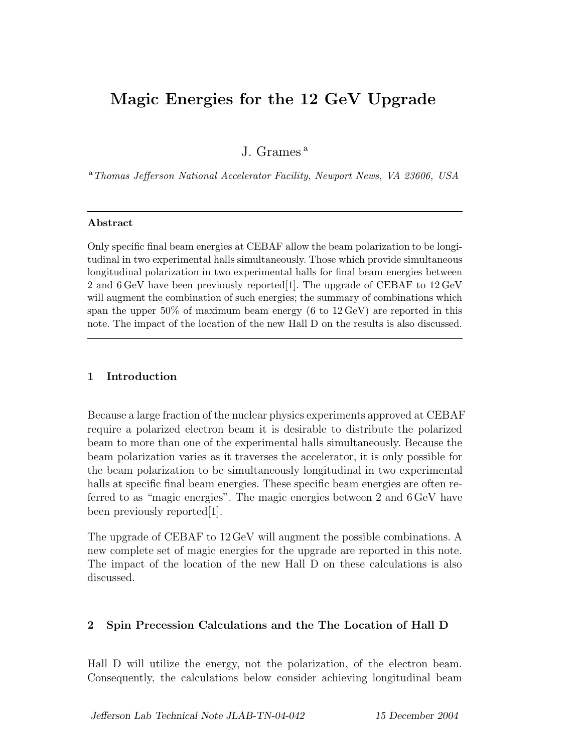# Magic Energies for the 12 GeV Upgrade

J. Grames [a]

[a] *Thomas Jefferson National Accelerator Facility, Newport News, VA 23606, USA*

---

**Abstract**

Only specific final beam energies at CEBAF allow the beam polarization to be longitudinal in two experimental halls simultaneously. Those which provide simultaneous longitudinal polarization in two experimental halls for final beam energies between 2 and 6 GeV have been previously reported[1]. The upgrade of CEBAF to 12 GeV will augment the combination of such energies; the summary of combinations which span the upper 50% of maximum beam energy (6 to 12 GeV) are reported in this note. The impact of the location of the new Hall D on the results is also discussed.

---

## 1 Introduction

Because a large fraction of the nuclear physics experiments approved at CEBAF require a polarized electron beam it is desirable to distribute the polarized beam to more than one of the experimental halls simultaneously. Because the beam polarization varies as it traverses the accelerator, it is only possible for the beam polarization to be simultaneously longitudinal in two experimental halls at specific final beam energies. These specific beam energies are often referred to as "magic energies". The magic energies between 2 and 6 GeV have been previously reported[1].

The upgrade of CEBAF to 12 GeV will augment the possible combinations. A new complete set of magic energies for the upgrade are reported in this note. The impact of the location of the new Hall D on these calculations is also discussed.

## 2 Spin Precession Calculations and the The Location of Hall D

Hall D will utilize the energy, not the polarization, of the electron beam. Consequently, the calculations below consider achieving longitudinal beam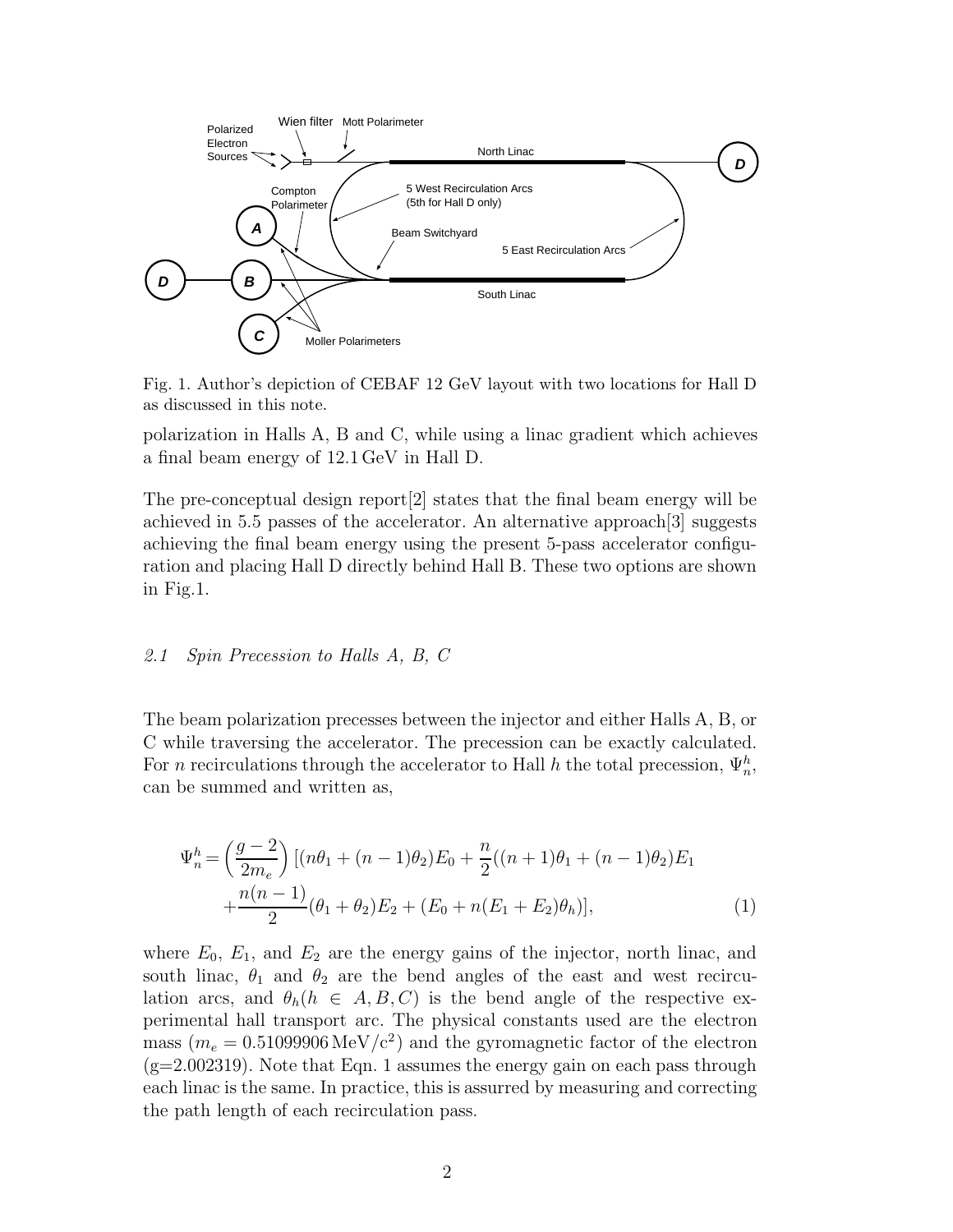Fig. 1. Author's depiction of CEBAF 12 GeV layout with two locations for Hall D as discussed in this note.

polarization in Halls A, B and C, while using a linac gradient which achieves a final beam energy of 12.1 GeV in Hall D.

The pre-conceptual design report[2] states that the final beam energy will be achieved in 5.5 passes of the accelerator. An alternative approach[3] suggests achieving the final beam energy using the present 5-pass accelerator configuration and placing Hall D directly behind Hall B. These two options are shown in Fig.1.

### *2.1 Spin Precession to Halls A, B, C*

The beam polarization precesses between the injector and either Halls A, B, or C while traversing the accelerator. The precession can be exactly calculated. For $n$ recirculations through the accelerator to Hall $h$ the total precession, $\Psi_n^h$, can be summed and written as,

$$\Psi_n^h = \left(\frac{g-2}{2m_e}\right)[(n\theta_1 + (n-1)\theta_2)E_0 + \frac{n}{2}((n+1)\theta_1 + (n-1)\theta_2)E_1 + \frac{n(n-1)}{2}(\theta_1 + \theta_2)E_2 + (E_0 + n(E_1 + E_2)\theta_h)], \tag{1}$$

where $E_0$, $E_1$, and $E_2$ are the energy gains of the injector, north linac, and south linac, $\theta_1$ and $\theta_2$ are the bend angles of the east and west recirculation arcs, and $\theta_h (h \in A, B, C)$ is the bend angle of the respective experimental hall transport arc. The physical constants used are the electron mass ($m_e = 0.51099906\,\mathrm{MeV/c^2}$) and the gyromagnetic factor of the electron (g=2.002319). Note that Eqn. 1 assumes the energy gain on each pass through each linac is the same. In practice, this is assurred by measuring and correcting the path length of each recirculation pass.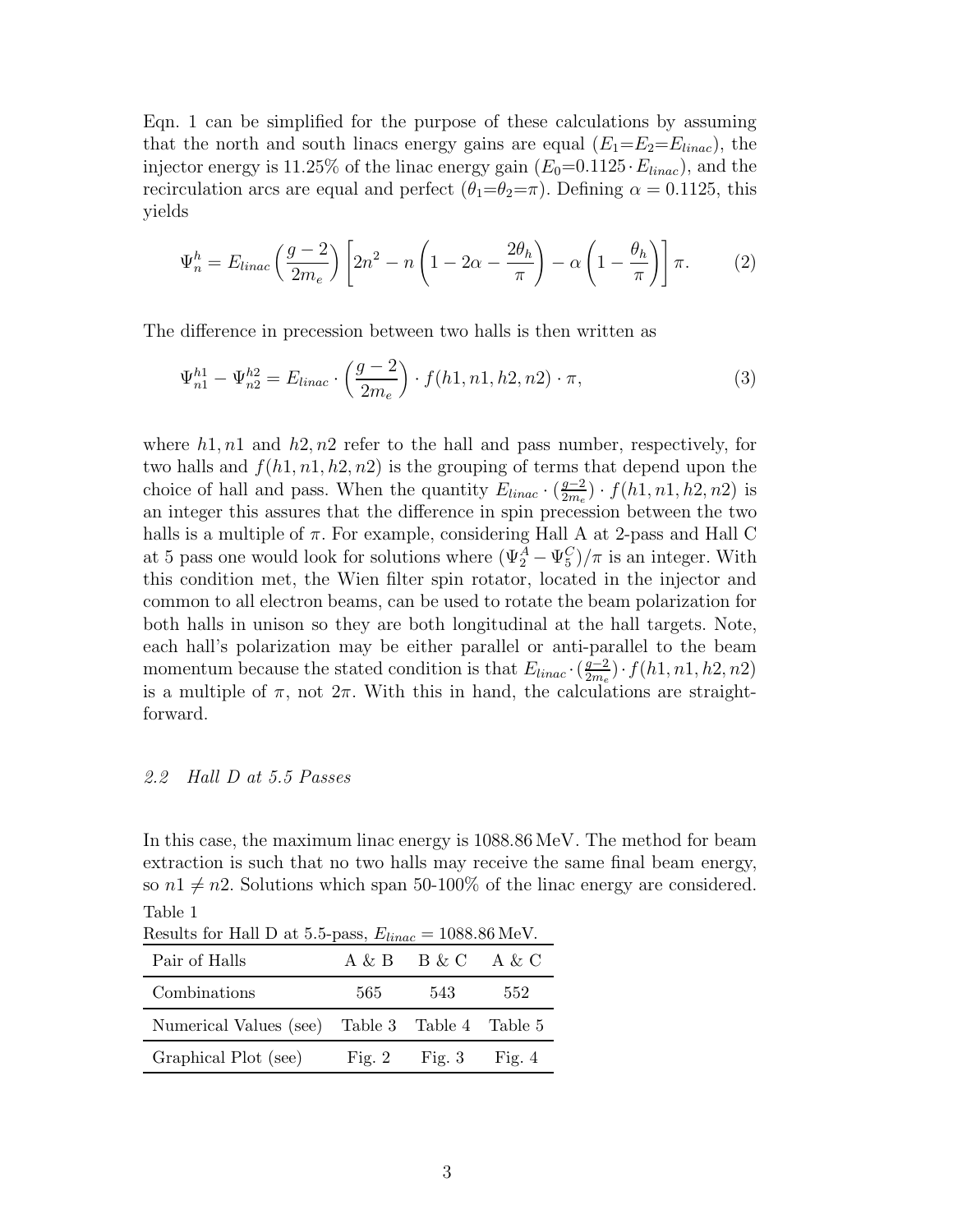Eqn. 1 can be simplified for the purpose of these calculations by assuming that the north and south linacs energy gains are equal ($E_1$=$E_2$=$E_{linac}$), the injector energy is 11.25% of the linac energy gain ($E_0$=$0.1125 \cdot E_{linac}$), and the recirculation arcs are equal and perfect ($\theta_1$=$\theta_2$=$\pi$). Defining $\alpha = 0.1125$, this yields

$$\Psi_n^h = E_{linac}\left(\frac{g-2}{2m_e}\right)\left[2n^2 - n\left(1 - 2\alpha - \frac{2\theta_h}{\pi}\right) - \alpha\left(1 - \frac{\theta_h}{\pi}\right)\right]\pi. \qquad (2)$$

The difference in precession between two halls is then written as

$$\Psi_{n1}^{h1} - \Psi_{n2}^{h2} = E_{linac} \cdot \left(\frac{g-2}{2m_e}\right) \cdot f(h1, n1, h2, n2) \cdot \pi, \qquad (3)$$

where $h1, n1$ and $h2, n2$ refer to the hall and pass number, respectively, for two halls and $f(h1, n1, h2, n2)$ is the grouping of terms that depend upon the choice of hall and pass. When the quantity $E_{linac} \cdot (\frac{g-2}{2m_e}) \cdot f(h1, n1, h2, n2)$ is an integer this assures that the difference in spin precession between the two halls is a multiple of $\pi$. For example, considering Hall A at 2-pass and Hall C at 5 pass one would look for solutions where $(\Psi_2^A - \Psi_5^C)/\pi$ is an integer. With this condition met, the Wien filter spin rotator, located in the injector and common to all electron beams, can be used to rotate the beam polarization for both halls in unison so they are both longitudinal at the hall targets. Note, each hall's polarization may be either parallel or anti-parallel to the beam momentum because the stated condition is that $E_{linac} \cdot (\frac{g-2}{2m_e}) \cdot f(h1, n1, h2, n2)$ is a multiple of $\pi$, not $2\pi$. With this in hand, the calculations are straightforward.

### *2.2 Hall D at 5.5 Passes*

In this case, the maximum linac energy is 1088.86 MeV. The method for beam extraction is such that no two halls may receive the same final beam energy, so $n1 \neq n2$. Solutions which span 50-100% of the linac energy are considered.

Table 1
Results for Hall D at 5.5-pass, $E_{linac} = 1088.86$ MeV.

| Pair of Halls | A & B | B & C | A & C |
|---|---|---|---|
| Combinations | 565 | 543 | 552 |
| Numerical Values (see) | Table 3 | Table 4 | Table 5 |
| Graphical Plot (see) | Fig. 2 | Fig. 3 | Fig. 4 |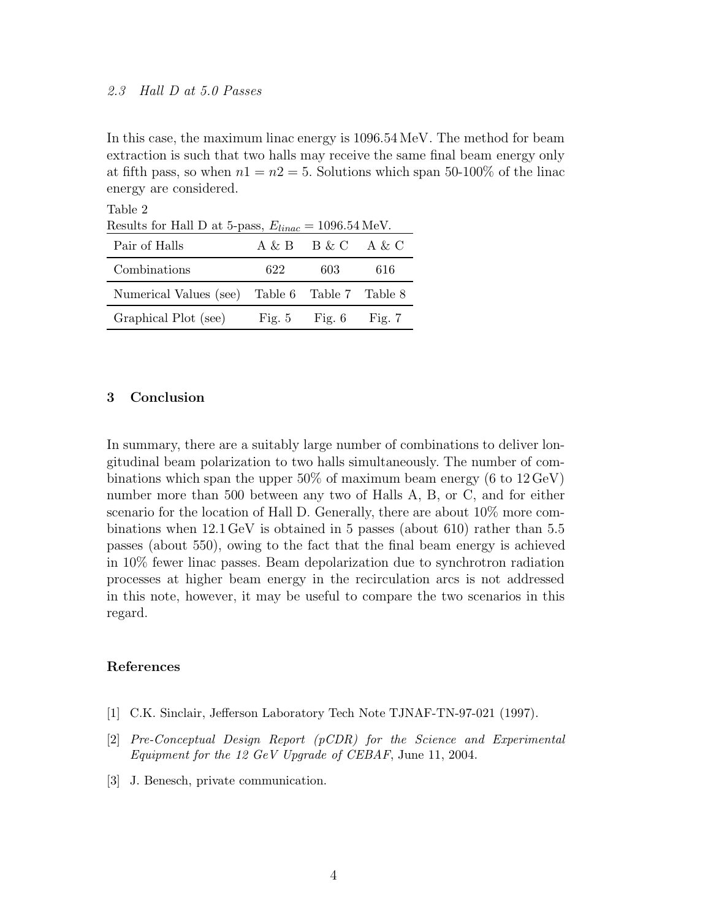### *2.3 Hall D at 5.0 Passes*

In this case, the maximum linac energy is 1096.54 MeV. The method for beam extraction is such that two halls may receive the same final beam energy only at fifth pass, so when $n1 = n2 = 5$. Solutions which span 50-100% of the linac energy are considered.

Table 2
Results for Hall D at 5-pass, $E_{linac} = 1096.54\,\text{MeV}$.

| Pair of Halls | A & B | B & C | A & C |
|---|---|---|---|
| Combinations | 622 | 603 | 616 |
| Numerical Values (see) | Table 6 | Table 7 | Table 8 |
| Graphical Plot (see) | Fig. 5 | Fig. 6 | Fig. 7 |

## 3 Conclusion

In summary, there are a suitably large number of combinations to deliver longitudinal beam polarization to two halls simultaneously. The number of combinations which span the upper 50% of maximum beam energy (6 to 12 GeV) number more than 500 between any two of Halls A, B, or C, and for either scenario for the location of Hall D. Generally, there are about 10% more combinations when 12.1 GeV is obtained in 5 passes (about 610) rather than 5.5 passes (about 550), owing to the fact that the final beam energy is achieved in 10% fewer linac passes. Beam depolarization due to synchrotron radiation processes at higher beam energy in the recirculation arcs is not addressed in this note, however, it may be useful to compare the two scenarios in this regard.

## References

[1] C.K. Sinclair, Jefferson Laboratory Tech Note TJNAF-TN-97-021 (1997).

[2] *Pre-Conceptual Design Report (pCDR) for the Science and Experimental Equipment for the 12 GeV Upgrade of CEBAF*, June 11, 2004.

[3] J. Benesch, private communication.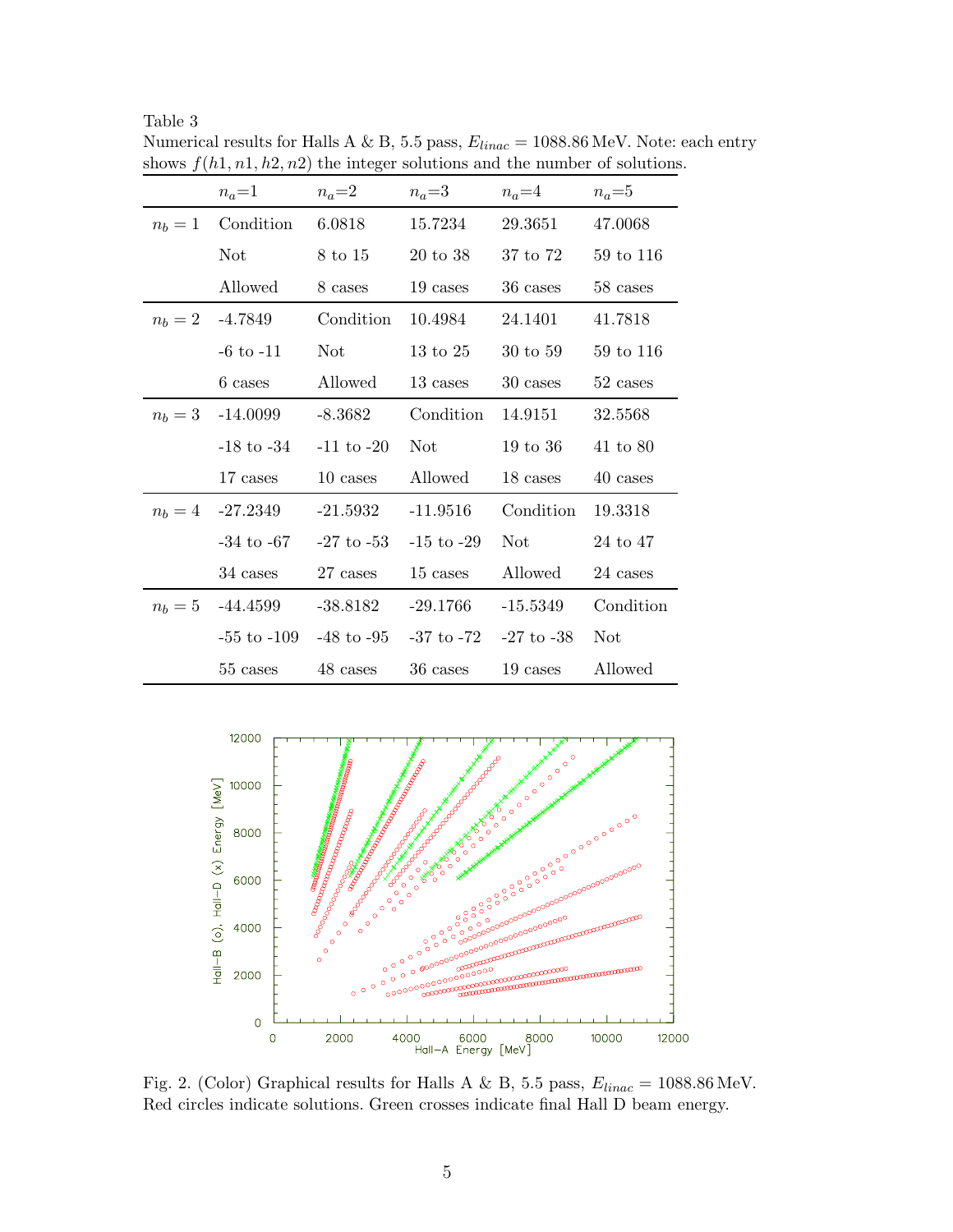Table 3
Numerical results for Halls A & B, 5.5 pass, $E_{linac} = 1088.86\,\text{MeV}$. Note: each entry shows $f(h1, n1, h2, n2)$ the integer solutions and the number of solutions.

| | $n_a$=1 | $n_a$=2 | $n_a$=3 | $n_a$=4 | $n_a$=5 |
|---|---|---|---|---|---|
| $n_b = 1$ | Condition | 6.0818 | 15.7234 | 29.3651 | 47.0068 |
| | Not | 8 to 15 | 20 to 38 | 37 to 72 | 59 to 116 |
| | Allowed | 8 cases | 19 cases | 36 cases | 58 cases |
| $n_b = 2$ | -4.7849 | Condition | 10.4984 | 24.1401 | 41.7818 |
| | -6 to -11 | Not | 13 to 25 | 30 to 59 | 59 to 116 |
| | 6 cases | Allowed | 13 cases | 30 cases | 52 cases |
| $n_b = 3$ | -14.0099 | -8.3682 | Condition | 14.9151 | 32.5568 |
| | -18 to -34 | -11 to -20 | Not | 19 to 36 | 41 to 80 |
| | 17 cases | 10 cases | Allowed | 18 cases | 40 cases |
| $n_b = 4$ | -27.2349 | -21.5932 | -11.9516 | Condition | 19.3318 |
| | -34 to -67 | -27 to -53 | -15 to -29 | Not | 24 to 47 |
| | 34 cases | 27 cases | 15 cases | Allowed | 24 cases |
| $n_b = 5$ | -44.4599 | -38.8182 | -29.1766 | -15.5349 | Condition |
| | -55 to -109 | -48 to -95 | -37 to -72 | -27 to -38 | Not |
| | 55 cases | 48 cases | 36 cases | 19 cases | Allowed |

Fig. 2. (Color) Graphical results for Halls A & B, 5.5 pass, $E_{linac} = 1088.86\,\text{MeV}$. Red circles indicate solutions. Green crosses indicate final Hall D beam energy.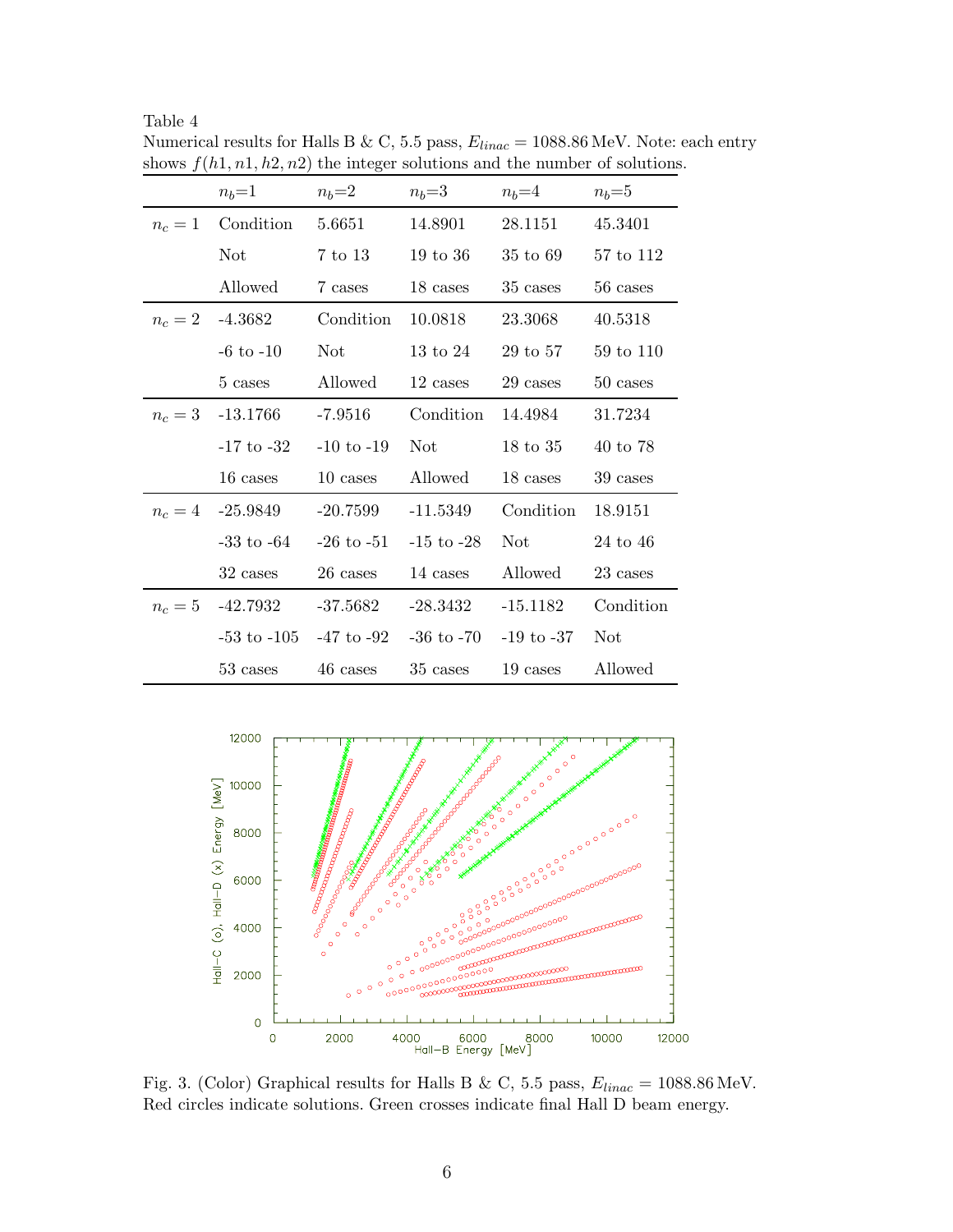Table 4
Numerical results for Halls B & C, 5.5 pass, $E_{linac} = 1088.86$ MeV. Note: each entry shows $f(h1, n1, h2, n2)$ the integer solutions and the number of solutions.

| | $n_b$=1 | $n_b$=2 | $n_b$=3 | $n_b$=4 | $n_b$=5 |
|---|---|---|---|---|---|
| $n_c = 1$ | Condition | 5.6651 | 14.8901 | 28.1151 | 45.3401 |
| | Not | 7 to 13 | 19 to 36 | 35 to 69 | 57 to 112 |
| | Allowed | 7 cases | 18 cases | 35 cases | 56 cases |
| $n_c = 2$ | -4.3682 | Condition | 10.0818 | 23.3068 | 40.5318 |
| | -6 to -10 | Not | 13 to 24 | 29 to 57 | 59 to 110 |
| | 5 cases | Allowed | 12 cases | 29 cases | 50 cases |
| $n_c = 3$ | -13.1766 | -7.9516 | Condition | 14.4984 | 31.7234 |
| | -17 to -32 | -10 to -19 | Not | 18 to 35 | 40 to 78 |
| | 16 cases | 10 cases | Allowed | 18 cases | 39 cases |
| $n_c = 4$ | -25.9849 | -20.7599 | -11.5349 | Condition | 18.9151 |
| | -33 to -64 | -26 to -51 | -15 to -28 | Not | 24 to 46 |
| | 32 cases | 26 cases | 14 cases | Allowed | 23 cases |
| $n_c = 5$ | -42.7932 | -37.5682 | -28.3432 | -15.1182 | Condition |
| | -53 to -105 | -47 to -92 | -36 to -70 | -19 to -37 | Not |
| | 53 cases | 46 cases | 35 cases | 19 cases | Allowed |

Fig. 3. (Color) Graphical results for Halls B & C, 5.5 pass, $E_{linac} = 1088.86$ MeV. Red circles indicate solutions. Green crosses indicate final Hall D beam energy.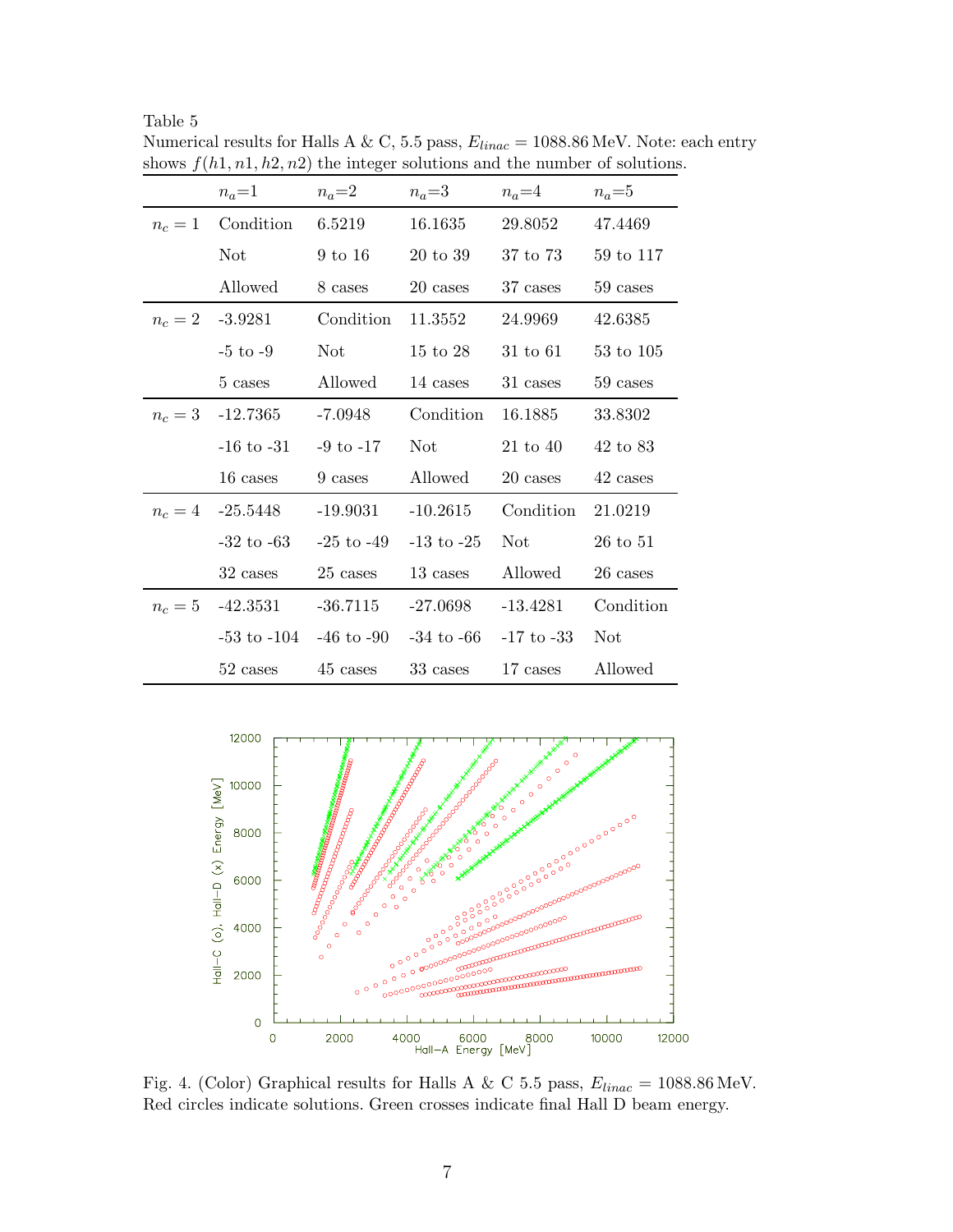Table 5
Numerical results for Halls A & C, 5.5 pass, $E_{linac} = 1088.86\,\mathrm{MeV}$. Note: each entry shows $f(h1, n1, h2, n2)$ the integer solutions and the number of solutions.

| | $n_a$=1 | $n_a$=2 | $n_a$=3 | $n_a$=4 | $n_a$=5 |
|---|---|---|---|---|---|
| $n_c = 1$ | Condition | 6.5219 | 16.1635 | 29.8052 | 47.4469 |
| | Not | 9 to 16 | 20 to 39 | 37 to 73 | 59 to 117 |
| | Allowed | 8 cases | 20 cases | 37 cases | 59 cases |
| $n_c = 2$ | -3.9281 | Condition | 11.3552 | 24.9969 | 42.6385 |
| | -5 to -9 | Not | 15 to 28 | 31 to 61 | 53 to 105 |
| | 5 cases | Allowed | 14 cases | 31 cases | 59 cases |
| $n_c = 3$ | -12.7365 | -7.0948 | Condition | 16.1885 | 33.8302 |
| | -16 to -31 | -9 to -17 | Not | 21 to 40 | 42 to 83 |
| | 16 cases | 9 cases | Allowed | 20 cases | 42 cases |
| $n_c = 4$ | -25.5448 | -19.9031 | -10.2615 | Condition | 21.0219 |
| | -32 to -63 | -25 to -49 | -13 to -25 | Not | 26 to 51 |
| | 32 cases | 25 cases | 13 cases | Allowed | 26 cases |
| $n_c = 5$ | -42.3531 | -36.7115 | -27.0698 | -13.4281 | Condition |
| | -53 to -104 | -46 to -90 | -34 to -66 | -17 to -33 | Not |
| | 52 cases | 45 cases | 33 cases | 17 cases | Allowed |

Fig. 4. (Color) Graphical results for Halls A & C 5.5 pass, $E_{linac} = 1088.86\,\mathrm{MeV}$. Red circles indicate solutions. Green crosses indicate final Hall D beam energy.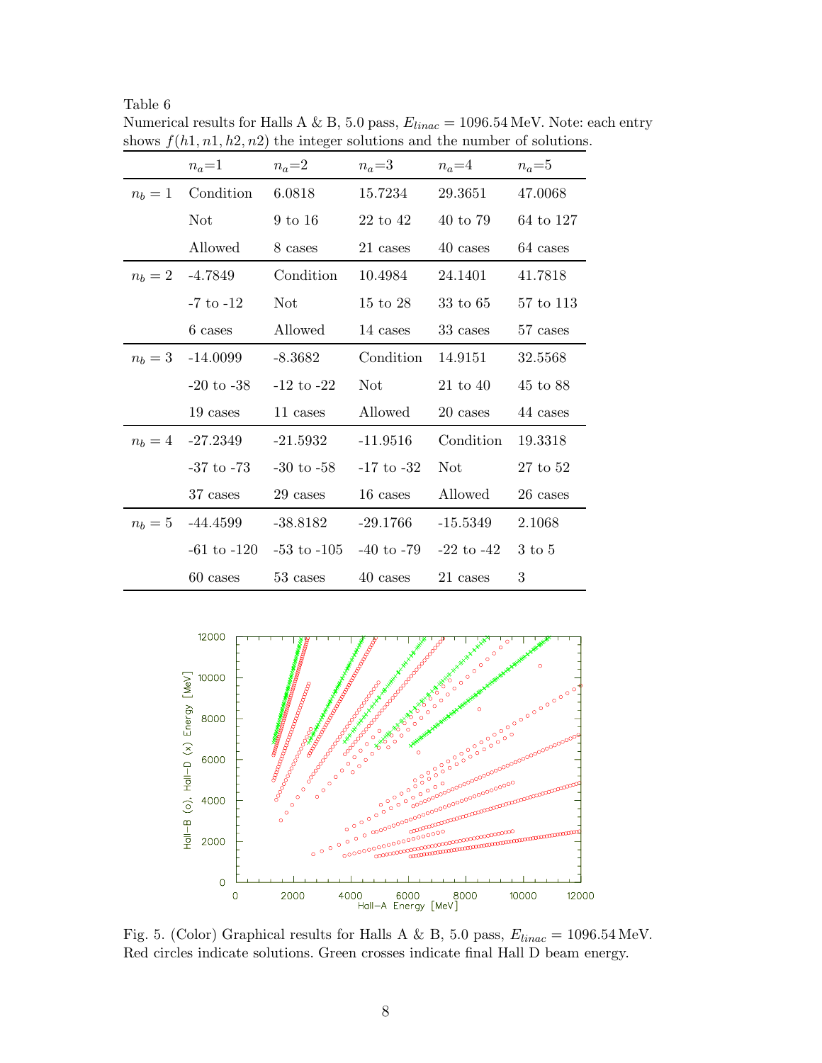Table 6
Numerical results for Halls A & B, 5.0 pass, $E_{linac} = 1096.54$ MeV. Note: each entry shows $f(h1, n1, h2, n2)$ the integer solutions and the number of solutions.

| | $n_a$=1 | $n_a$=2 | $n_a$=3 | $n_a$=4 | $n_a$=5 |
|---|---|---|---|---|---|
| $n_b = 1$ | Condition | 6.0818 | 15.7234 | 29.3651 | 47.0068 |
| | Not | 9 to 16 | 22 to 42 | 40 to 79 | 64 to 127 |
| | Allowed | 8 cases | 21 cases | 40 cases | 64 cases |
| $n_b = 2$ | -4.7849 | Condition | 10.4984 | 24.1401 | 41.7818 |
| | -7 to -12 | Not | 15 to 28 | 33 to 65 | 57 to 113 |
| | 6 cases | Allowed | 14 cases | 33 cases | 57 cases |
| $n_b = 3$ | -14.0099 | -8.3682 | Condition | 14.9151 | 32.5568 |
| | -20 to -38 | -12 to -22 | Not | 21 to 40 | 45 to 88 |
| | 19 cases | 11 cases | Allowed | 20 cases | 44 cases |
| $n_b = 4$ | -27.2349 | -21.5932 | -11.9516 | Condition | 19.3318 |
| | -37 to -73 | -30 to -58 | -17 to -32 | Not | 27 to 52 |
| | 37 cases | 29 cases | 16 cases | Allowed | 26 cases |
| $n_b = 5$ | -44.4599 | -38.8182 | -29.1766 | -15.5349 | 2.1068 |
| | -61 to -120 | -53 to -105 | -40 to -79 | -22 to -42 | 3 to 5 |
| | 60 cases | 53 cases | 40 cases | 21 cases | 3 |

Fig. 5. (Color) Graphical results for Halls A & B, 5.0 pass, $E_{linac} = 1096.54$ MeV. Red circles indicate solutions. Green crosses indicate final Hall D beam energy.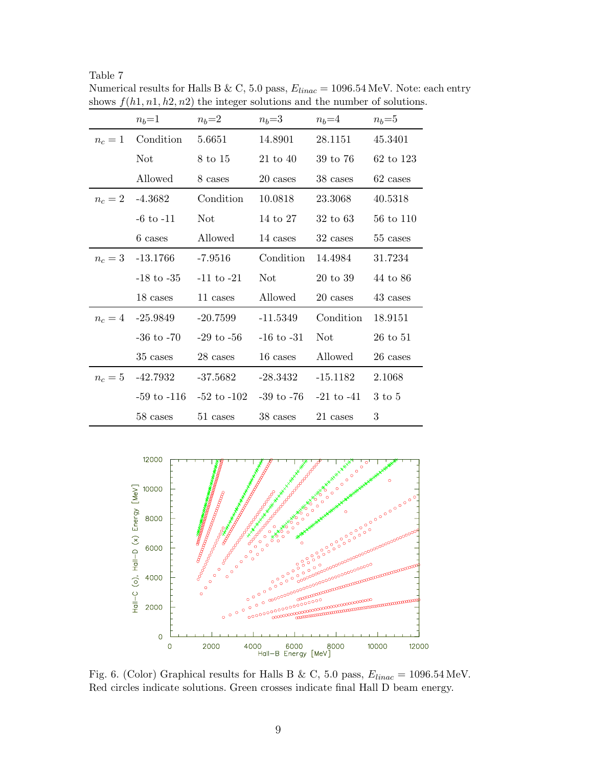Table 7
Numerical results for Halls B & C, 5.0 pass, $E_{linac} = 1096.54$ MeV. Note: each entry shows $f(h1, n1, h2, n2)$ the integer solutions and the number of solutions.

| | $n_b$=1 | $n_b$=2 | $n_b$=3 | $n_b$=4 | $n_b$=5 |
|---|---|---|---|---|---|
| $n_c = 1$ | Condition | 5.6651 | 14.8901 | 28.1151 | 45.3401 |
| | Not | 8 to 15 | 21 to 40 | 39 to 76 | 62 to 123 |
| | Allowed | 8 cases | 20 cases | 38 cases | 62 cases |
| $n_c = 2$ | -4.3682 | Condition | 10.0818 | 23.3068 | 40.5318 |
| | -6 to -11 | Not | 14 to 27 | 32 to 63 | 56 to 110 |
| | 6 cases | Allowed | 14 cases | 32 cases | 55 cases |
| $n_c = 3$ | -13.1766 | -7.9516 | Condition | 14.4984 | 31.7234 |
| | -18 to -35 | -11 to -21 | Not | 20 to 39 | 44 to 86 |
| | 18 cases | 11 cases | Allowed | 20 cases | 43 cases |
| $n_c = 4$ | -25.9849 | -20.7599 | -11.5349 | Condition | 18.9151 |
| | -36 to -70 | -29 to -56 | -16 to -31 | Not | 26 to 51 |
| | 35 cases | 28 cases | 16 cases | Allowed | 26 cases |
| $n_c = 5$ | -42.7932 | -37.5682 | -28.3432 | -15.1182 | 2.1068 |
| | -59 to -116 | -52 to -102 | -39 to -76 | -21 to -41 | 3 to 5 |
| | 58 cases | 51 cases | 38 cases | 21 cases | 3 |

Fig. 6. (Color) Graphical results for Halls B & C, 5.0 pass, $E_{linac} = 1096.54$ MeV. Red circles indicate solutions. Green crosses indicate final Hall D beam energy.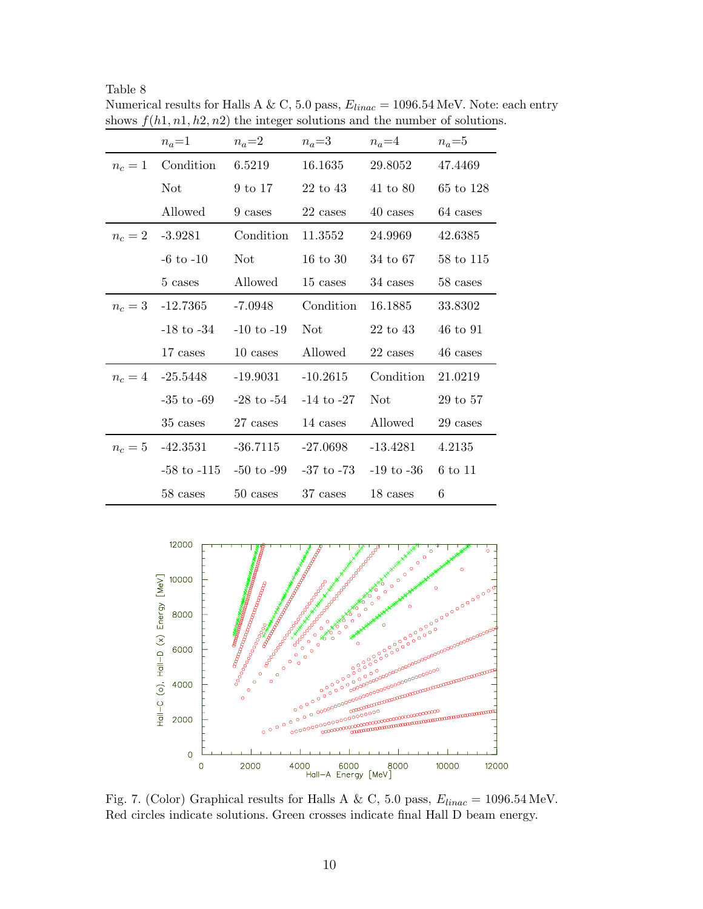Table 8
Numerical results for Halls A & C, 5.0 pass, $E_{linac} = 1096.54\,\text{MeV}$. Note: each entry shows $f(h1, n1, h2, n2)$ the integer solutions and the number of solutions.

| | $n_a$=1 | $n_a$=2 | $n_a$=3 | $n_a$=4 | $n_a$=5 |
|---|---|---|---|---|---|
| $n_c = 1$ | Condition | 6.5219 | 16.1635 | 29.8052 | 47.4469 |
| | Not | 9 to 17 | 22 to 43 | 41 to 80 | 65 to 128 |
| | Allowed | 9 cases | 22 cases | 40 cases | 64 cases |
| $n_c = 2$ | -3.9281 | Condition | 11.3552 | 24.9969 | 42.6385 |
| | -6 to -10 | Not | 16 to 30 | 34 to 67 | 58 to 115 |
| | 5 cases | Allowed | 15 cases | 34 cases | 58 cases |
| $n_c = 3$ | -12.7365 | -7.0948 | Condition | 16.1885 | 33.8302 |
| | -18 to -34 | -10 to -19 | Not | 22 to 43 | 46 to 91 |
| | 17 cases | 10 cases | Allowed | 22 cases | 46 cases |
| $n_c = 4$ | -25.5448 | -19.9031 | -10.2615 | Condition | 21.0219 |
| | -35 to -69 | -28 to -54 | -14 to -27 | Not | 29 to 57 |
| | 35 cases | 27 cases | 14 cases | Allowed | 29 cases |
| $n_c = 5$ | -42.3531 | -36.7115 | -27.0698 | -13.4281 | 4.2135 |
| | -58 to -115 | -50 to -99 | -37 to -73 | -19 to -36 | 6 to 11 |
| | 58 cases | 50 cases | 37 cases | 18 cases | 6 |

Hall–C (o), Hall–D (x) Energy [MeV]
0
2000
4000
6000
8000
10000
12000
Hall–A Energy [MeV]
0
2000
4000
6000
8000
10000
12000

Fig. 7. (Color) Graphical results for Halls A & C, 5.0 pass, $E_{linac} = 1096.54\,\text{MeV}$. Red circles indicate solutions. Green crosses indicate final Hall D beam energy.